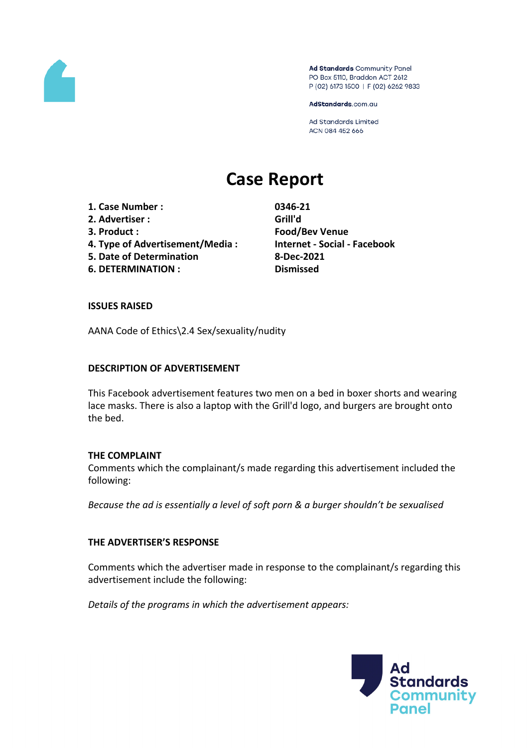Ad Standards Community Panel
PO Box 5110, Braddon ACT 2612
P (02) 6173 1500 | F (02) 6262 9833

AdStandards.com.au

Ad Standards Limited
ACN 084 452 666

# Case Report

| | |
|---|---|
| **1. Case Number :** | **0346-21** |
| **2. Advertiser :** | **Grill'd** |
| **3. Product :** | **Food/Bev Venue** |
| **4. Type of Advertisement/Media :** | **Internet - Social - Facebook** |
| **5. Date of Determination** | **8-Dec-2021** |
| **6. DETERMINATION :** | **Dismissed** |

**ISSUES RAISED**

AANA Code of Ethics\2.4 Sex/sexuality/nudity

**DESCRIPTION OF ADVERTISEMENT**

This Facebook advertisement features two men on a bed in boxer shorts and wearing lace masks. There is also a laptop with the Grill'd logo, and burgers are brought onto the bed.

**THE COMPLAINT**

Comments which the complainant/s made regarding this advertisement included the following:

*Because the ad is essentially a level of soft porn & a burger shouldn't be sexualised*

**THE ADVERTISER'S RESPONSE**

Comments which the advertiser made in response to the complainant/s regarding this advertisement include the following:

*Details of the programs in which the advertisement appears:*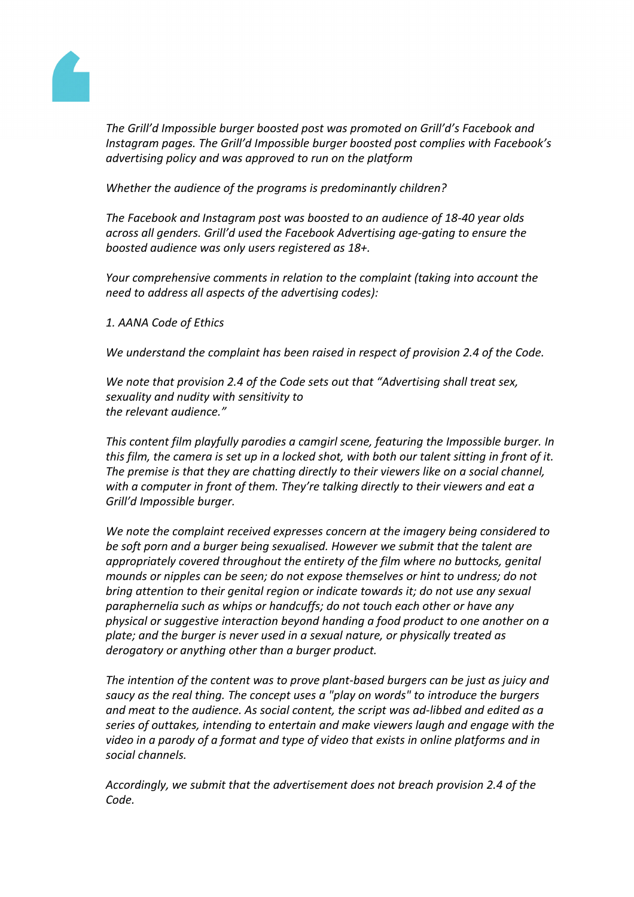*The Grill'd Impossible burger boosted post was promoted on Grill'd's Facebook and Instagram pages. The Grill'd Impossible burger boosted post complies with Facebook's advertising policy and was approved to run on the platform*

*Whether the audience of the programs is predominantly children?*

*The Facebook and Instagram post was boosted to an audience of 18-40 year olds across all genders. Grill'd used the Facebook Advertising age-gating to ensure the boosted audience was only users registered as 18+.*

*Your comprehensive comments in relation to the complaint (taking into account the need to address all aspects of the advertising codes):*

*1. AANA Code of Ethics*

*We understand the complaint has been raised in respect of provision 2.4 of the Code.*

*We note that provision 2.4 of the Code sets out that "Advertising shall treat sex, sexuality and nudity with sensitivity to the relevant audience."*

*This content film playfully parodies a camgirl scene, featuring the Impossible burger. In this film, the camera is set up in a locked shot, with both our talent sitting in front of it. The premise is that they are chatting directly to their viewers like on a social channel, with a computer in front of them. They're talking directly to their viewers and eat a Grill'd Impossible burger.*

*We note the complaint received expresses concern at the imagery being considered to be soft porn and a burger being sexualised. However we submit that the talent are appropriately covered throughout the entirety of the film where no buttocks, genital mounds or nipples can be seen; do not expose themselves or hint to undress; do not bring attention to their genital region or indicate towards it; do not use any sexual paraphernelia such as whips or handcuffs; do not touch each other or have any physical or suggestive interaction beyond handing a food product to one another on a plate; and the burger is never used in a sexual nature, or physically treated as derogatory or anything other than a burger product.*

*The intention of the content was to prove plant-based burgers can be just as juicy and saucy as the real thing. The concept uses a "play on words" to introduce the burgers and meat to the audience. As social content, the script was ad-libbed and edited as a series of outtakes, intending to entertain and make viewers laugh and engage with the video in a parody of a format and type of video that exists in online platforms and in social channels.*

*Accordingly, we submit that the advertisement does not breach provision 2.4 of the Code.*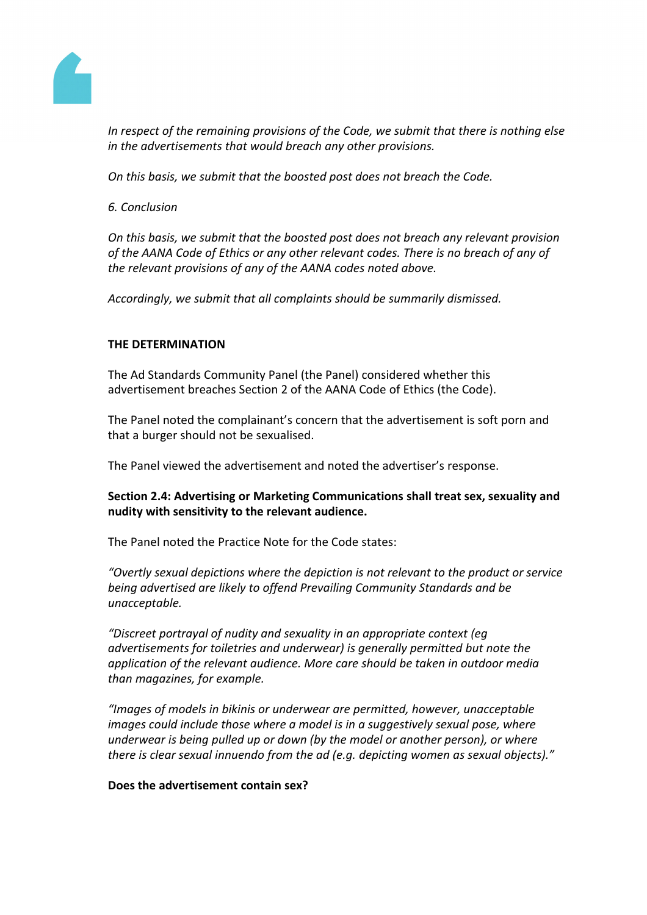*In respect of the remaining provisions of the Code, we submit that there is nothing else in the advertisements that would breach any other provisions.*

*On this basis, we submit that the boosted post does not breach the Code.*

*6. Conclusion*

*On this basis, we submit that the boosted post does not breach any relevant provision of the AANA Code of Ethics or any other relevant codes. There is no breach of any of the relevant provisions of any of the AANA codes noted above.*

*Accordingly, we submit that all complaints should be summarily dismissed.*

**THE DETERMINATION**

The Ad Standards Community Panel (the Panel) considered whether this advertisement breaches Section 2 of the AANA Code of Ethics (the Code).

The Panel noted the complainant's concern that the advertisement is soft porn and that a burger should not be sexualised.

The Panel viewed the advertisement and noted the advertiser's response.

**Section 2.4: Advertising or Marketing Communications shall treat sex, sexuality and nudity with sensitivity to the relevant audience.**

The Panel noted the Practice Note for the Code states:

*"Overtly sexual depictions where the depiction is not relevant to the product or service being advertised are likely to offend Prevailing Community Standards and be unacceptable.*

*"Discreet portrayal of nudity and sexuality in an appropriate context (eg advertisements for toiletries and underwear) is generally permitted but note the application of the relevant audience. More care should be taken in outdoor media than magazines, for example.*

*"Images of models in bikinis or underwear are permitted, however, unacceptable images could include those where a model is in a suggestively sexual pose, where underwear is being pulled up or down (by the model or another person), or where there is clear sexual innuendo from the ad (e.g. depicting women as sexual objects)."*

**Does the advertisement contain sex?**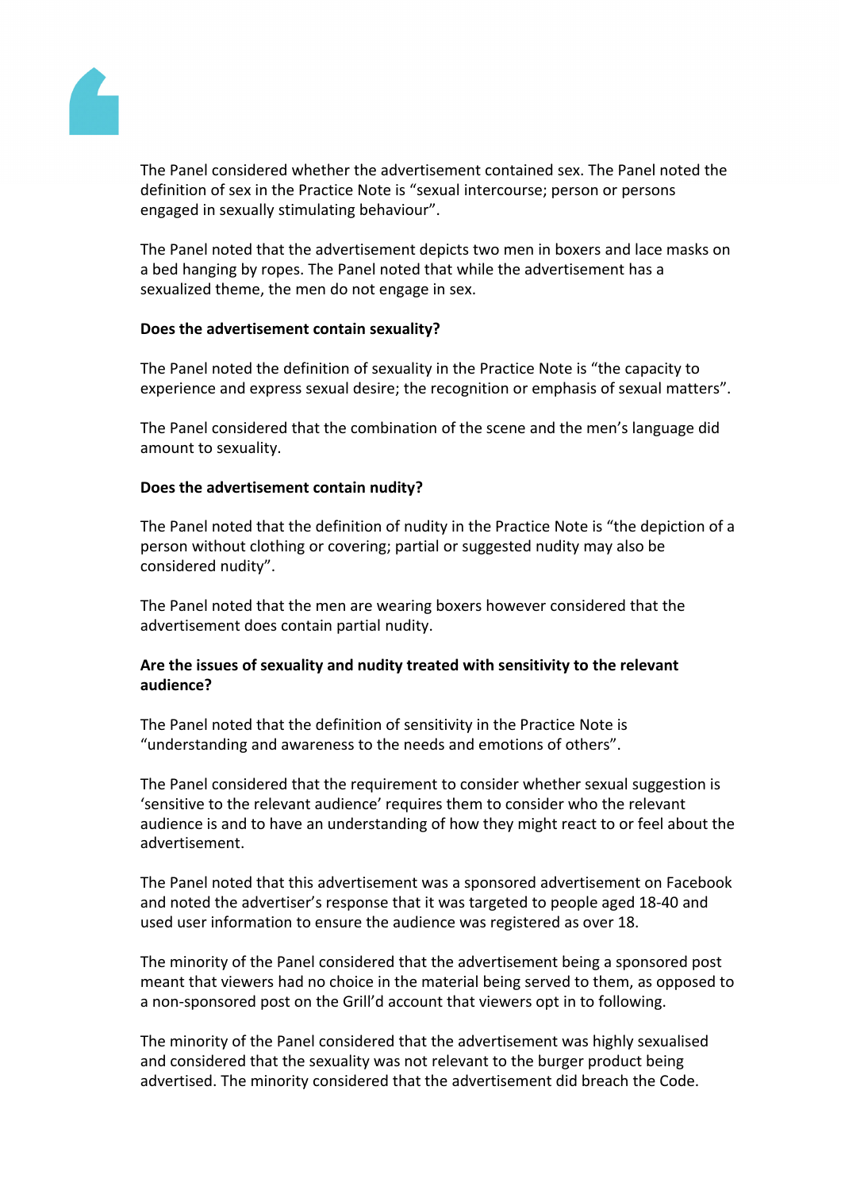The Panel considered whether the advertisement contained sex. The Panel noted the definition of sex in the Practice Note is "sexual intercourse; person or persons engaged in sexually stimulating behaviour".

The Panel noted that the advertisement depicts two men in boxers and lace masks on a bed hanging by ropes. The Panel noted that while the advertisement has a sexualized theme, the men do not engage in sex.

**Does the advertisement contain sexuality?**

The Panel noted the definition of sexuality in the Practice Note is "the capacity to experience and express sexual desire; the recognition or emphasis of sexual matters".

The Panel considered that the combination of the scene and the men's language did amount to sexuality.

**Does the advertisement contain nudity?**

The Panel noted that the definition of nudity in the Practice Note is "the depiction of a person without clothing or covering; partial or suggested nudity may also be considered nudity".

The Panel noted that the men are wearing boxers however considered that the advertisement does contain partial nudity.

**Are the issues of sexuality and nudity treated with sensitivity to the relevant audience?**

The Panel noted that the definition of sensitivity in the Practice Note is "understanding and awareness to the needs and emotions of others".

The Panel considered that the requirement to consider whether sexual suggestion is 'sensitive to the relevant audience' requires them to consider who the relevant audience is and to have an understanding of how they might react to or feel about the advertisement.

The Panel noted that this advertisement was a sponsored advertisement on Facebook and noted the advertiser's response that it was targeted to people aged 18-40 and used user information to ensure the audience was registered as over 18.

The minority of the Panel considered that the advertisement being a sponsored post meant that viewers had no choice in the material being served to them, as opposed to a non-sponsored post on the Grill'd account that viewers opt in to following.

The minority of the Panel considered that the advertisement was highly sexualised and considered that the sexuality was not relevant to the burger product being advertised. The minority considered that the advertisement did breach the Code.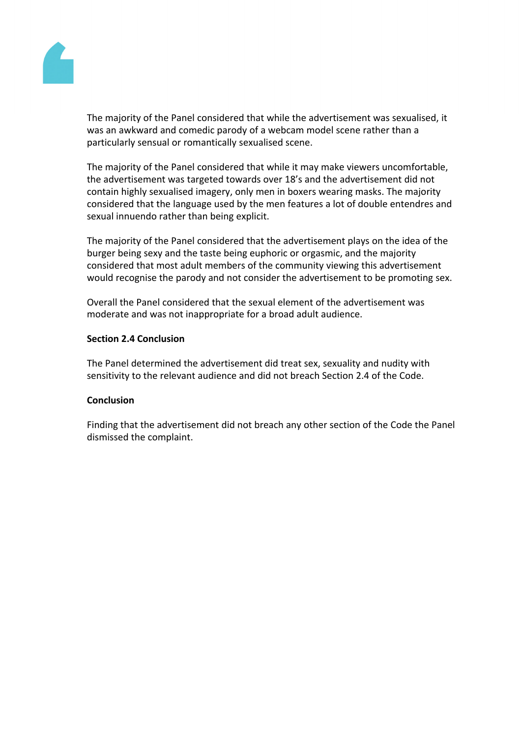The majority of the Panel considered that while the advertisement was sexualised, it was an awkward and comedic parody of a webcam model scene rather than a particularly sensual or romantically sexualised scene.

The majority of the Panel considered that while it may make viewers uncomfortable, the advertisement was targeted towards over 18's and the advertisement did not contain highly sexualised imagery, only men in boxers wearing masks. The majority considered that the language used by the men features a lot of double entendres and sexual innuendo rather than being explicit.

The majority of the Panel considered that the advertisement plays on the idea of the burger being sexy and the taste being euphoric or orgasmic, and the majority considered that most adult members of the community viewing this advertisement would recognise the parody and not consider the advertisement to be promoting sex.

Overall the Panel considered that the sexual element of the advertisement was moderate and was not inappropriate for a broad adult audience.

**Section 2.4 Conclusion**

The Panel determined the advertisement did treat sex, sexuality and nudity with sensitivity to the relevant audience and did not breach Section 2.4 of the Code.

**Conclusion**

Finding that the advertisement did not breach any other section of the Code the Panel dismissed the complaint.